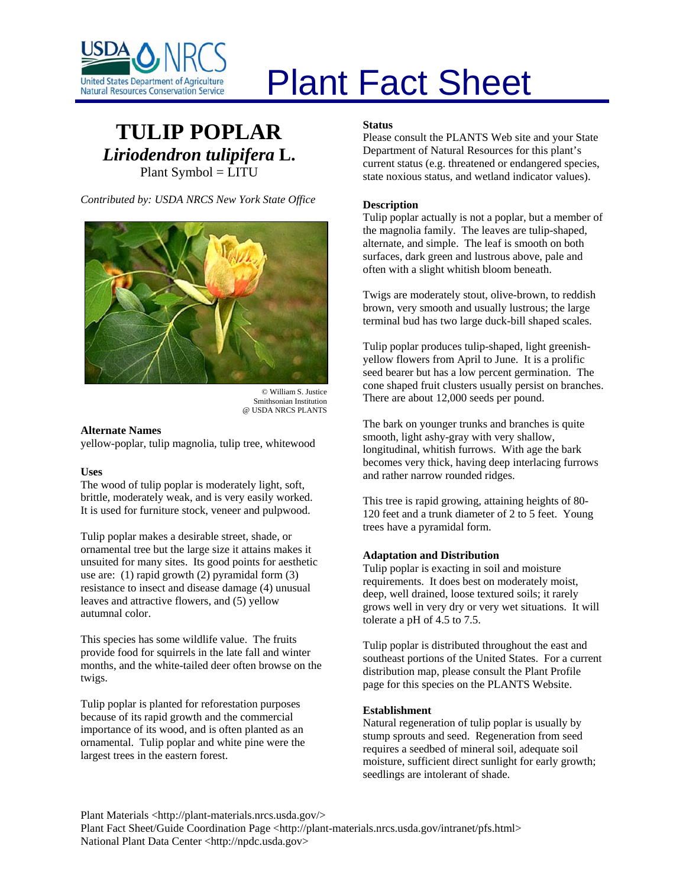# Plant Fact Sheet

## TULIP POPLAR

### *Liriodendron tulipifera* L.

Plant Symbol = LITU

*Contributed by: USDA NRCS New York State Office*

© William S. Justice
Smithsonian Institution
@ USDA NRCS PLANTS

**Alternate Names**

yellow-poplar, tulip magnolia, tulip tree, whitewood

**Uses**

The wood of tulip poplar is moderately light, soft, brittle, moderately weak, and is very easily worked. It is used for furniture stock, veneer and pulpwood.

Tulip poplar makes a desirable street, shade, or ornamental tree but the large size it attains makes it unsuited for many sites. Its good points for aesthetic use are: (1) rapid growth (2) pyramidal form (3) resistance to insect and disease damage (4) unusual leaves and attractive flowers, and (5) yellow autumnal color.

This species has some wildlife value. The fruits provide food for squirrels in the late fall and winter months, and the white-tailed deer often browse on the twigs.

Tulip poplar is planted for reforestation purposes because of its rapid growth and the commercial importance of its wood, and is often planted as an ornamental. Tulip poplar and white pine were the largest trees in the eastern forest.

**Status**

Please consult the PLANTS Web site and your State Department of Natural Resources for this plant's current status (e.g. threatened or endangered species, state noxious status, and wetland indicator values).

**Description**

Tulip poplar actually is not a poplar, but a member of the magnolia family. The leaves are tulip-shaped, alternate, and simple. The leaf is smooth on both surfaces, dark green and lustrous above, pale and often with a slight whitish bloom beneath.

Twigs are moderately stout, olive-brown, to reddish brown, very smooth and usually lustrous; the large terminal bud has two large duck-bill shaped scales.

Tulip poplar produces tulip-shaped, light greenish-yellow flowers from April to June. It is a prolific seed bearer but has a low percent germination. The cone shaped fruit clusters usually persist on branches. There are about 12,000 seeds per pound.

The bark on younger trunks and branches is quite smooth, light ashy-gray with very shallow, longitudinal, whitish furrows. With age the bark becomes very thick, having deep interlacing furrows and rather narrow rounded ridges.

This tree is rapid growing, attaining heights of 80-120 feet and a trunk diameter of 2 to 5 feet. Young trees have a pyramidal form.

**Adaptation and Distribution**

Tulip poplar is exacting in soil and moisture requirements. It does best on moderately moist, deep, well drained, loose textured soils; it rarely grows well in very dry or very wet situations. It will tolerate a pH of 4.5 to 7.5.

Tulip poplar is distributed throughout the east and southeast portions of the United States. For a current distribution map, please consult the Plant Profile page for this species on the PLANTS Website.

**Establishment**

Natural regeneration of tulip poplar is usually by stump sprouts and seed. Regeneration from seed requires a seedbed of mineral soil, adequate soil moisture, sufficient direct sunlight for early growth; seedlings are intolerant of shade.

Plant Materials <http://plant-materials.nrcs.usda.gov/>
Plant Fact Sheet/Guide Coordination Page <http://plant-materials.nrcs.usda.gov/intranet/pfs.html>
National Plant Data Center <http://npdc.usda.gov>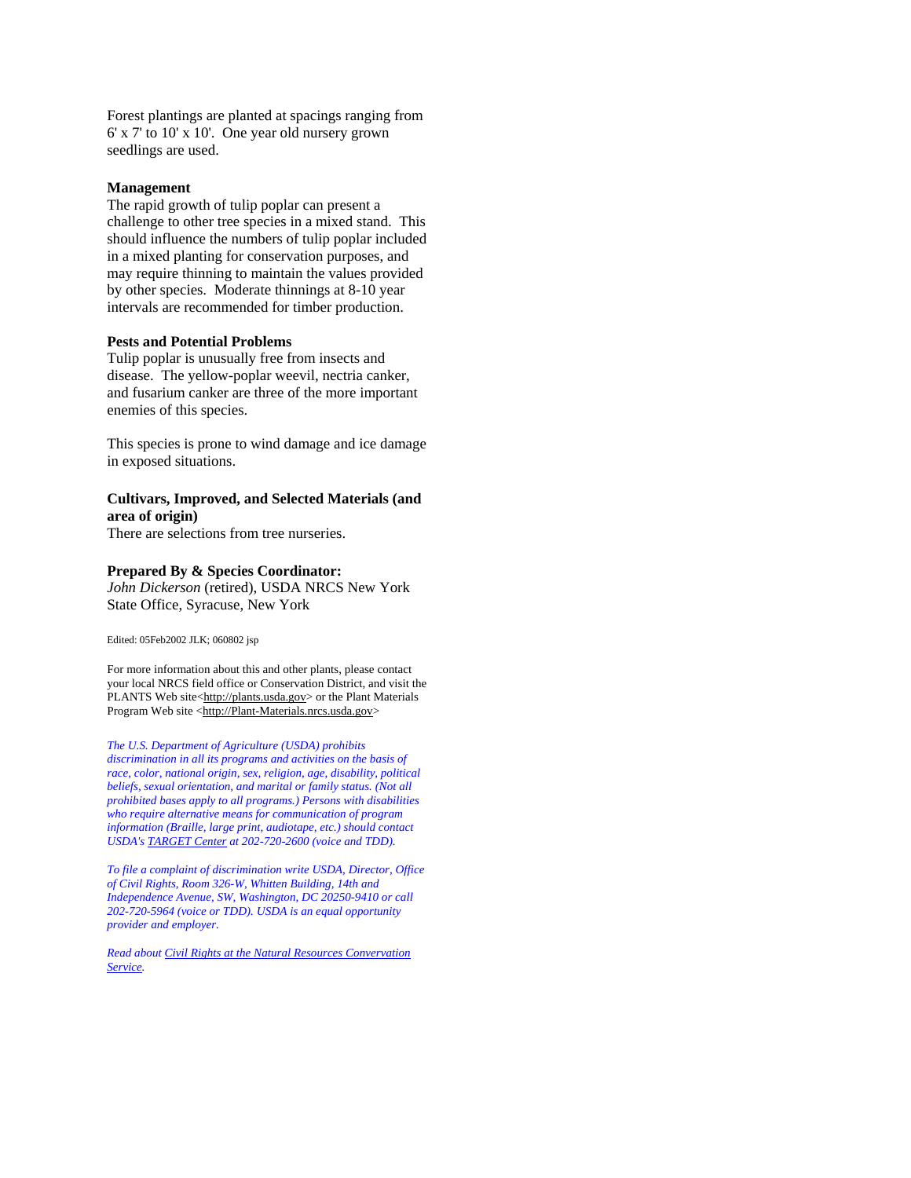Forest plantings are planted at spacings ranging from 6' x 7' to 10' x 10'. One year old nursery grown seedlings are used.

**Management**

The rapid growth of tulip poplar can present a challenge to other tree species in a mixed stand. This should influence the numbers of tulip poplar included in a mixed planting for conservation purposes, and may require thinning to maintain the values provided by other species. Moderate thinnings at 8-10 year intervals are recommended for timber production.

**Pests and Potential Problems**

Tulip poplar is unusually free from insects and disease. The yellow-poplar weevil, nectria canker, and fusarium canker are three of the more important enemies of this species.

This species is prone to wind damage and ice damage in exposed situations.

**Cultivars, Improved, and Selected Materials (and area of origin)**

There are selections from tree nurseries.

**Prepared By & Species Coordinator:**

*John Dickerson* (retired), USDA NRCS New York State Office, Syracuse, New York

Edited: 05Feb2002 JLK; 060802 jsp

For more information about this and other plants, please contact your local NRCS field office or Conservation District, and visit the PLANTS Web site<http://plants.usda.gov> or the Plant Materials Program Web site <http://Plant-Materials.nrcs.usda.gov>

*The U.S. Department of Agriculture (USDA) prohibits discrimination in all its programs and activities on the basis of race, color, national origin, sex, religion, age, disability, political beliefs, sexual orientation, and marital or family status. (Not all prohibited bases apply to all programs.) Persons with disabilities who require alternative means for communication of program information (Braille, large print, audiotape, etc.) should contact USDA's TARGET Center at 202-720-2600 (voice and TDD).*

*To file a complaint of discrimination write USDA, Director, Office of Civil Rights, Room 326-W, Whitten Building, 14th and Independence Avenue, SW, Washington, DC 20250-9410 or call 202-720-5964 (voice or TDD). USDA is an equal opportunity provider and employer.*

*Read about Civil Rights at the Natural Resources Conservation Service.*